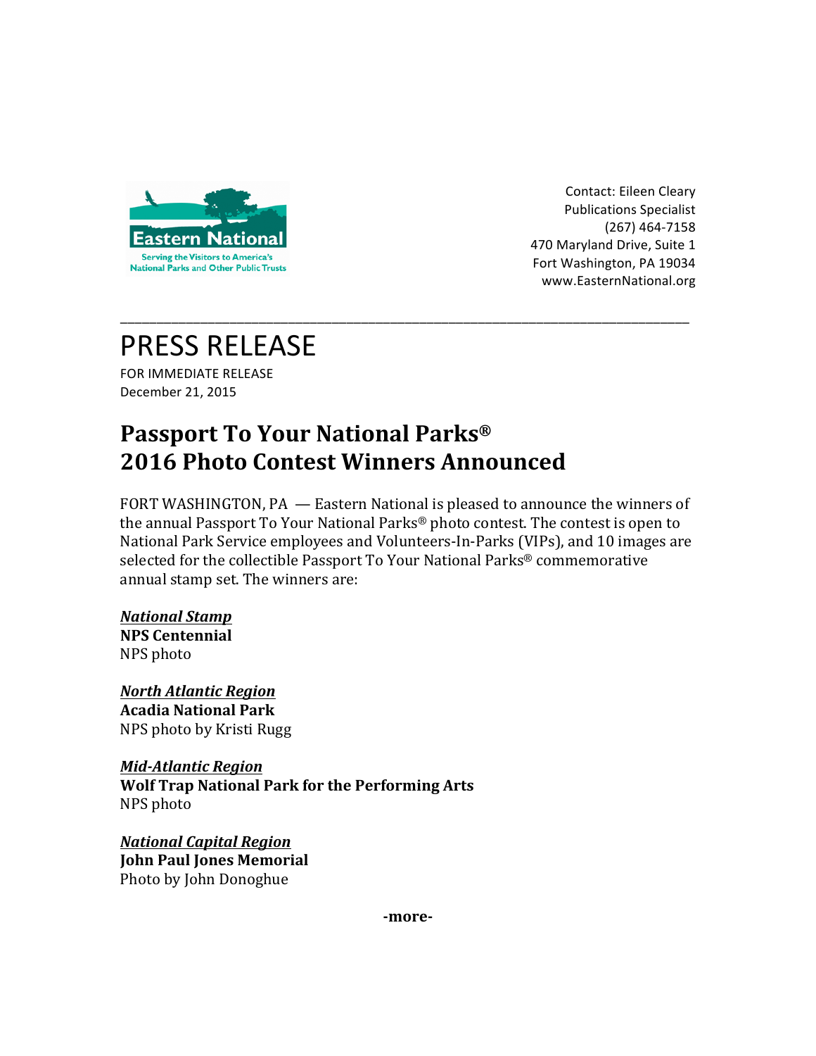Eastern National

Serving the Visitors to America's National Parks and Other Public Trusts

Contact: Eileen Cleary
Publications Specialist
(267) 464-7158
470 Maryland Drive, Suite 1
Fort Washington, PA 19034
www.EasternNational.org

---

# PRESS RELEASE

FOR IMMEDIATE RELEASE
December 21, 2015

## Passport To Your National Parks®
## 2016 Photo Contest Winners Announced

FORT WASHINGTON, PA — Eastern National is pleased to announce the winners of the annual Passport To Your National Parks® photo contest. The contest is open to National Park Service employees and Volunteers-In-Parks (VIPs), and 10 images are selected for the collectible Passport To Your National Parks® commemorative annual stamp set. The winners are:

***National Stamp***
**NPS Centennial**
NPS photo

***North Atlantic Region***
**Acadia National Park**
NPS photo by Kristi Rugg

***Mid-Atlantic Region***
**Wolf Trap National Park for the Performing Arts**
NPS photo

***National Capital Region***
**John Paul Jones Memorial**
Photo by John Donoghue

**-more-**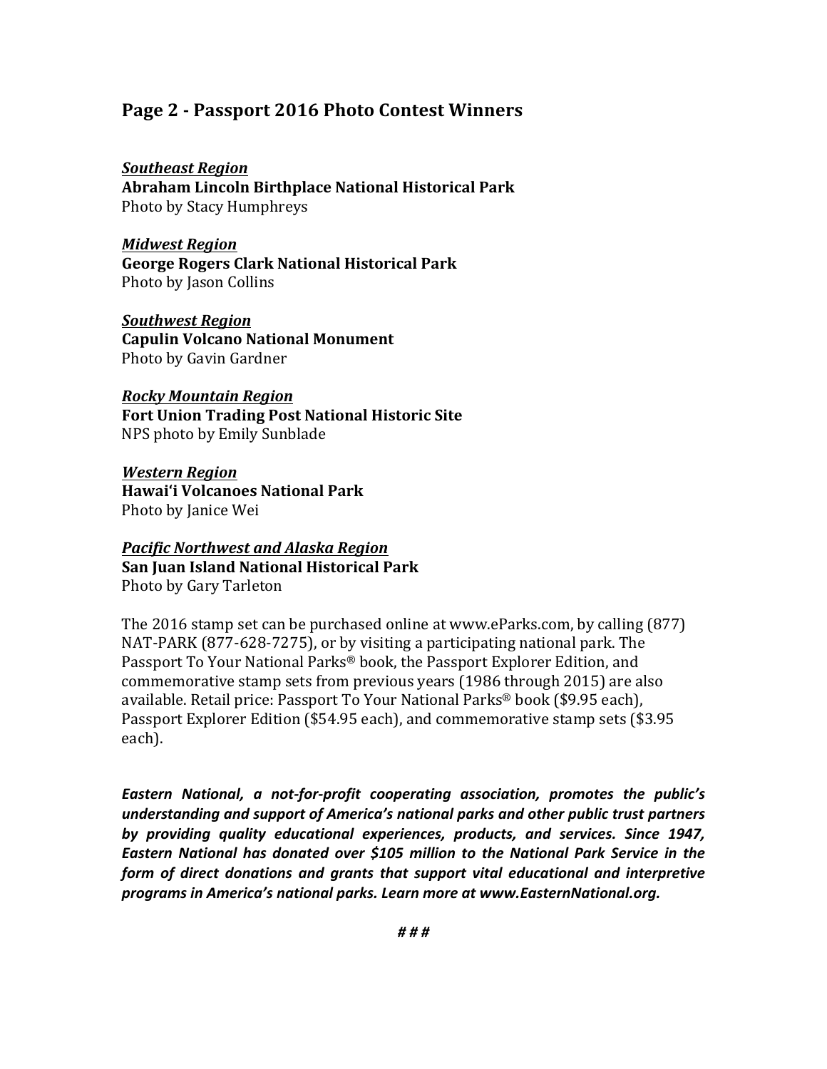## Page 2 - Passport 2016 Photo Contest Winners

***Southeast Region***
**Abraham Lincoln Birthplace National Historical Park**
Photo by Stacy Humphreys

***Midwest Region***
**George Rogers Clark National Historical Park**
Photo by Jason Collins

***Southwest Region***
**Capulin Volcano National Monument**
Photo by Gavin Gardner

***Rocky Mountain Region***
**Fort Union Trading Post National Historic Site**
NPS photo by Emily Sunblade

***Western Region***
**Hawai'i Volcanoes National Park**
Photo by Janice Wei

***Pacific Northwest and Alaska Region***
**San Juan Island National Historical Park**
Photo by Gary Tarleton

The 2016 stamp set can be purchased online at www.eParks.com, by calling (877) NAT-PARK (877-628-7275), or by visiting a participating national park. The Passport To Your National Parks® book, the Passport Explorer Edition, and commemorative stamp sets from previous years (1986 through 2015) are also available. Retail price: Passport To Your National Parks® book ($9.95 each), Passport Explorer Edition ($54.95 each), and commemorative stamp sets ($3.95 each).

***Eastern National, a not-for-profit cooperating association, promotes the public's understanding and support of America's national parks and other public trust partners by providing quality educational experiences, products, and services. Since 1947, Eastern National has donated over $105 million to the National Park Service in the form of direct donations and grants that support vital educational and interpretive programs in America's national parks. Learn more at www.EasternNational.org.***

***# # #***